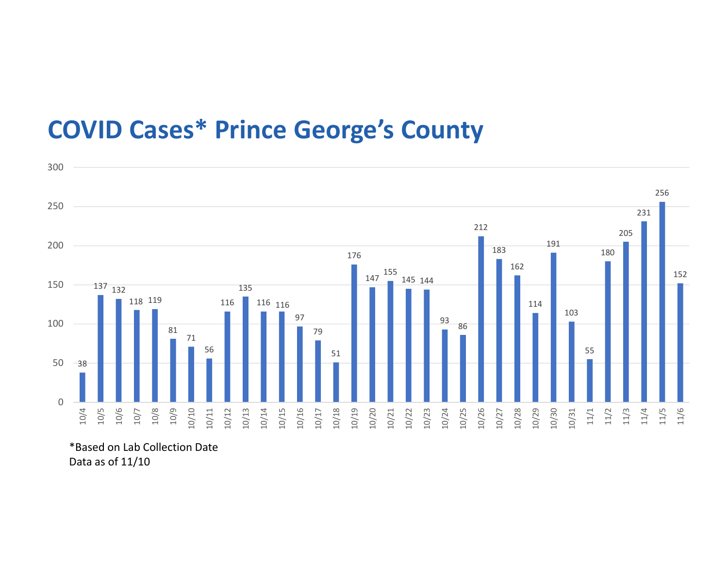# COVID Cases* Prince George's County

| Date | Cases |
| --- | --- |
| 10/4 | 38 |
| 10/5 | 137 |
| 10/6 | 132 |
| 10/7 | 118 |
| 10/8 | 119 |
| 10/9 | 81 |
| 10/10 | 71 |
| 10/11 | 56 |
| 10/12 | 116 |
| 10/13 | 135 |
| 10/14 | 116 |
| 10/15 | 116 |
| 10/16 | 97 |
| 10/17 | 79 |
| 10/18 | 51 |
| 10/19 | 176 |
| 10/20 | 147 |
| 10/21 | 155 |
| 10/22 | 145 |
| 10/23 | 144 |
| 10/24 | 93 |
| 10/25 | 86 |
| 10/26 | 212 |
| 10/27 | 183 |
| 10/28 | 162 |
| 10/29 | 114 |
| 10/30 | 191 |
| 10/31 | 103 |
| 11/1 | 55 |
| 11/2 | 180 |
| 11/3 | 205 |
| 11/4 | 231 |
| 11/5 | 256 |
| 11/6 | 152 |

*Based on Lab Collection Date
Data as of 11/10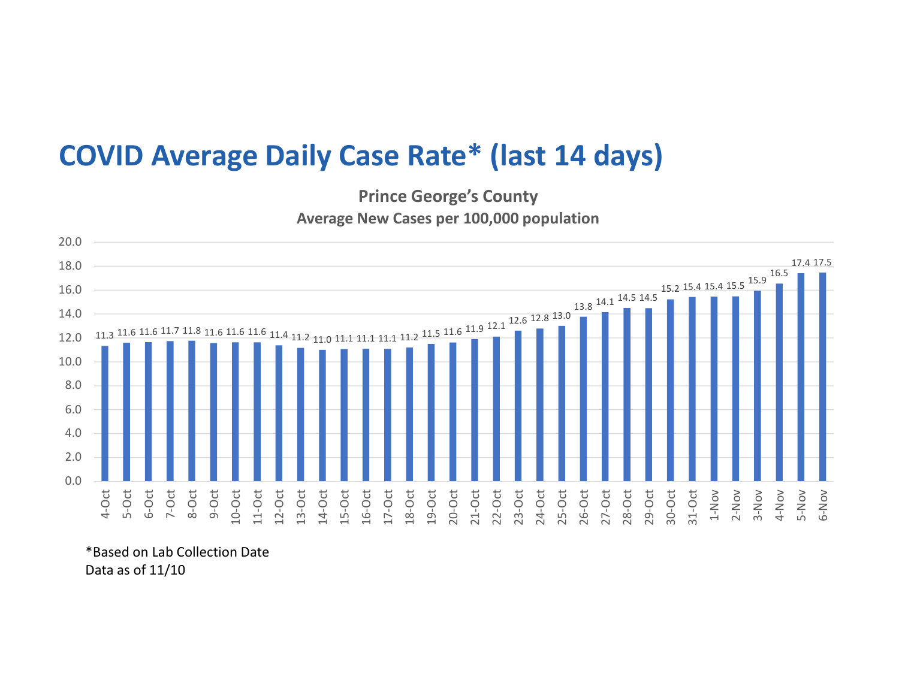# COVID Average Daily Case Rate* (last 14 days)

**Prince George's County**
**Average New Cases per 100,000 population**

| Date | Rate |
|---|---|
| 4-Oct | 11.3 |
| 5-Oct | 11.6 |
| 6-Oct | 11.6 |
| 7-Oct | 11.7 |
| 8-Oct | 11.8 |
| 9-Oct | 11.6 |
| 10-Oct | 11.6 |
| 11-Oct | 11.6 |
| 12-Oct | 11.4 |
| 13-Oct | 11.2 |
| 14-Oct | 11.0 |
| 15-Oct | 11.1 |
| 16-Oct | 11.1 |
| 17-Oct | 11.1 |
| 18-Oct | 11.2 |
| 19-Oct | 11.5 |
| 20-Oct | 11.6 |
| 21-Oct | 11.9 |
| 22-Oct | 12.1 |
| 23-Oct | 12.6 |
| 24-Oct | 12.8 |
| 25-Oct | 13.0 |
| 26-Oct | 13.8 |
| 27-Oct | 14.1 |
| 28-Oct | 14.5 |
| 29-Oct | 14.5 |
| 30-Oct | 15.2 |
| 31-Oct | 15.4 |
| 1-Nov | 15.4 |
| 2-Nov | 15.5 |
| 3-Nov | 15.9 |
| 4-Nov | 16.5 |
| 5-Nov | 17.4 |
| 6-Nov | 17.5 |

*Based on Lab Collection Date
Data as of 11/10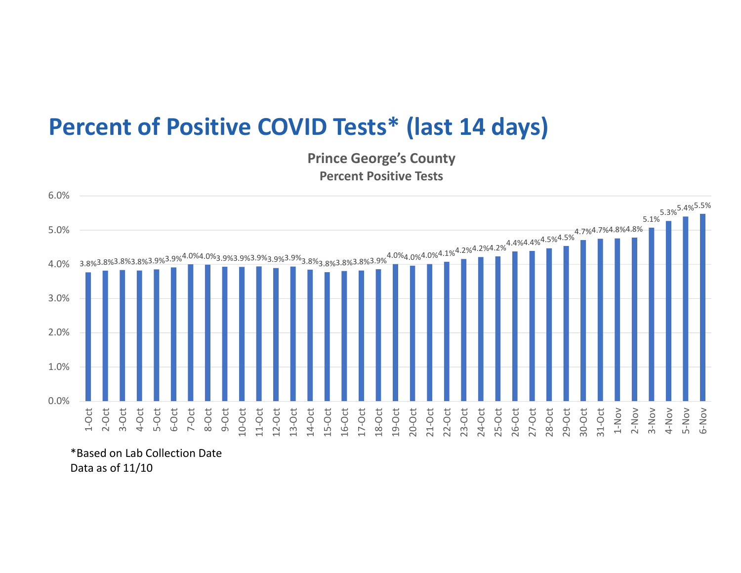# Percent of Positive COVID Tests* (last 14 days)

Prince George's County
Percent Positive Tests

6.0%
5.0%
4.0%
3.0%
2.0%
1.0%
0.0%

3.8% 3.8% 3.8% 3.8% 3.9% 3.9% 4.0% 4.0% 3.9% 3.9% 3.9% 3.9% 3.9% 3.8% 3.8% 3.8% 3.8% 3.9% 4.0% 4.0% 4.0% 4.1% 4.2% 4.2% 4.2% 4.4% 4.4% 4.5% 4.5% 4.7% 4.7% 4.8% 4.8% 5.1% 5.3% 5.4% 5.5%

1-Oct 2-Oct 3-Oct 4-Oct 5-Oct 6-Oct 7-Oct 8-Oct 9-Oct 10-Oct 11-Oct 12-Oct 13-Oct 14-Oct 15-Oct 16-Oct 17-Oct 18-Oct 19-Oct 20-Oct 21-Oct 22-Oct 23-Oct 24-Oct 25-Oct 26-Oct 27-Oct 28-Oct 29-Oct 30-Oct 31-Oct 1-Nov 2-Nov 3-Nov 4-Nov 5-Nov 6-Nov

*Based on Lab Collection Date
Data as of 11/10